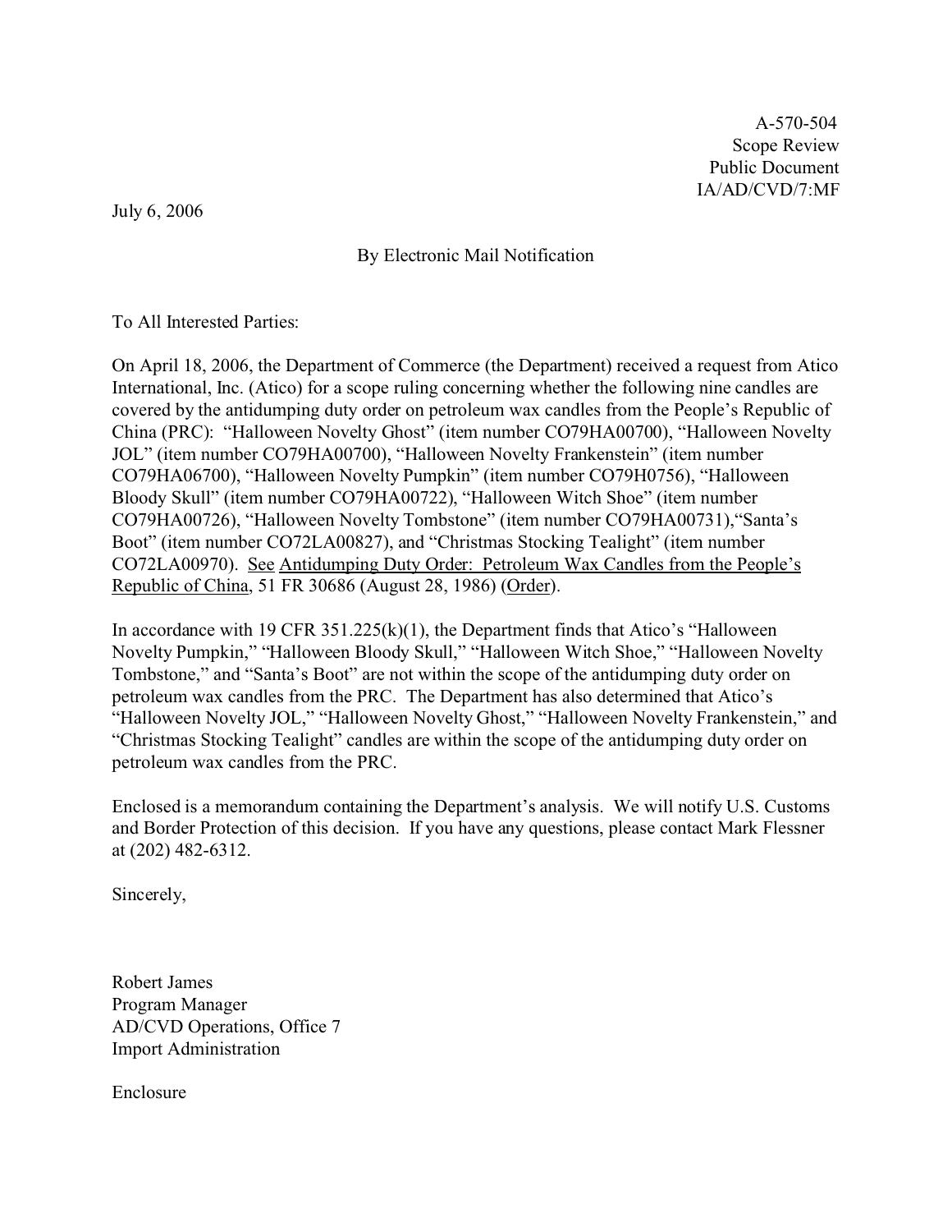A-570-504
Scope Review
Public Document
IA/AD/CVD/7:MF

July 6, 2006

By Electronic Mail Notification

To All Interested Parties:

On April 18, 2006, the Department of Commerce (the Department) received a request from Atico International, Inc. (Atico) for a scope ruling concerning whether the following nine candles are covered by the antidumping duty order on petroleum wax candles from the People's Republic of China (PRC): "Halloween Novelty Ghost" (item number CO79HA00700), "Halloween Novelty JOL" (item number CO79HA00700), "Halloween Novelty Frankenstein" (item number CO79HA06700), "Halloween Novelty Pumpkin" (item number CO79H0756), "Halloween Bloody Skull" (item number CO79HA00722), "Halloween Witch Shoe" (item number CO79HA00726), "Halloween Novelty Tombstone" (item number CO79HA00731),"Santa's Boot" (item number CO72LA00827), and "Christmas Stocking Tealight" (item number CO72LA00970). See Antidumping Duty Order: Petroleum Wax Candles from the People's Republic of China, 51 FR 30686 (August 28, 1986) (Order).

In accordance with 19 CFR 351.225(k)(1), the Department finds that Atico's "Halloween Novelty Pumpkin," "Halloween Bloody Skull," "Halloween Witch Shoe," "Halloween Novelty Tombstone," and "Santa's Boot" are not within the scope of the antidumping duty order on petroleum wax candles from the PRC. The Department has also determined that Atico's "Halloween Novelty JOL," "Halloween Novelty Ghost," "Halloween Novelty Frankenstein," and "Christmas Stocking Tealight" candles are within the scope of the antidumping duty order on petroleum wax candles from the PRC.

Enclosed is a memorandum containing the Department's analysis. We will notify U.S. Customs and Border Protection of this decision. If you have any questions, please contact Mark Flessner at (202) 482-6312.

Sincerely,

Robert James
Program Manager
AD/CVD Operations, Office 7
Import Administration

Enclosure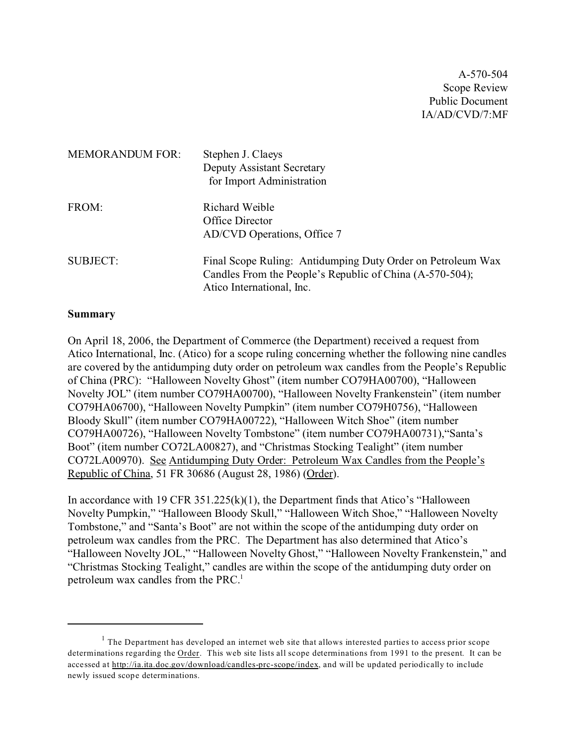A-570-504
Scope Review
Public Document
IA/AD/CVD/7:MF

MEMORANDUM FOR: Stephen J. Claeys
Deputy Assistant Secretary
for Import Administration

FROM: Richard Weible
Office Director
AD/CVD Operations, Office 7

SUBJECT: Final Scope Ruling: Antidumping Duty Order on Petroleum Wax Candles From the People's Republic of China (A-570-504); Atico International, Inc.

**Summary**

On April 18, 2006, the Department of Commerce (the Department) received a request from Atico International, Inc. (Atico) for a scope ruling concerning whether the following nine candles are covered by the antidumping duty order on petroleum wax candles from the People's Republic of China (PRC): "Halloween Novelty Ghost" (item number CO79HA00700), "Halloween Novelty JOL" (item number CO79HA00700), "Halloween Novelty Frankenstein" (item number CO79HA06700), "Halloween Novelty Pumpkin" (item number CO79H0756), "Halloween Bloody Skull" (item number CO79HA00722), "Halloween Witch Shoe" (item number CO79HA00726), "Halloween Novelty Tombstone" (item number CO79HA00731),"Santa's Boot" (item number CO72LA00827), and "Christmas Stocking Tealight" (item number CO72LA00970). See Antidumping Duty Order: Petroleum Wax Candles from the People's Republic of China, 51 FR 30686 (August 28, 1986) (Order).

In accordance with 19 CFR 351.225(k)(1), the Department finds that Atico's "Halloween Novelty Pumpkin," "Halloween Bloody Skull," "Halloween Witch Shoe," "Halloween Novelty Tombstone," and "Santa's Boot" are not within the scope of the antidumping duty order on petroleum wax candles from the PRC. The Department has also determined that Atico's "Halloween Novelty JOL," "Halloween Novelty Ghost," "Halloween Novelty Frankenstein," and "Christmas Stocking Tealight," candles are within the scope of the antidumping duty order on petroleum wax candles from the PRC.[1]

---

[1] The Department has developed an internet web site that allows interested parties to access prior scope determinations regarding the Order. This web site lists all scope determinations from 1991 to the present. It can be accessed at http://ia.ita.doc.gov/download/candles-prc-scope/index, and will be updated periodically to include newly issued scope determinations.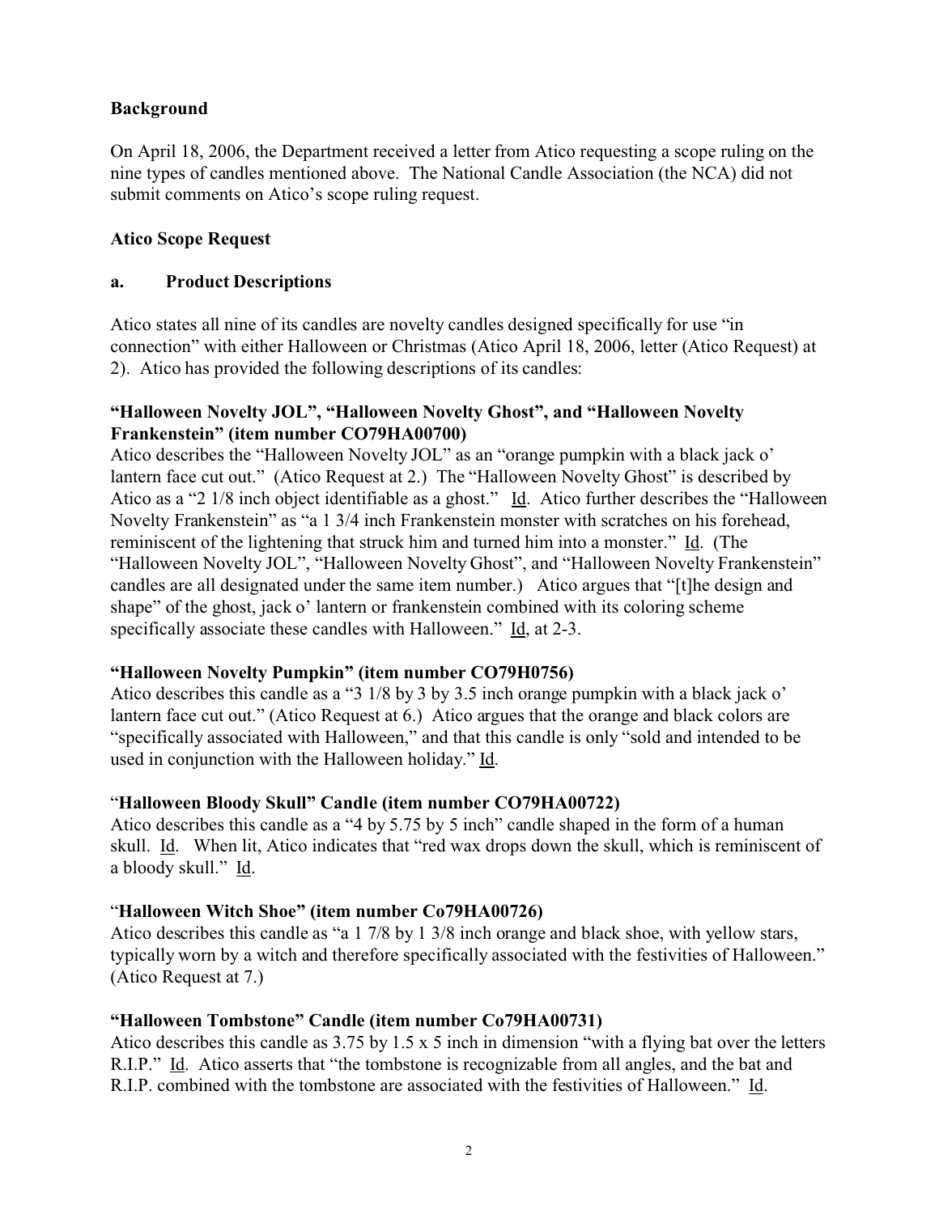**Background**

On April 18, 2006, the Department received a letter from Atico requesting a scope ruling on the nine types of candles mentioned above. The National Candle Association (the NCA) did not submit comments on Atico's scope ruling request.

**Atico Scope Request**

**a. Product Descriptions**

Atico states all nine of its candles are novelty candles designed specifically for use "in connection" with either Halloween or Christmas (Atico April 18, 2006, letter (Atico Request) at 2). Atico has provided the following descriptions of its candles:

**"Halloween Novelty JOL", "Halloween Novelty Ghost", and "Halloween Novelty Frankenstein" (item number CO79HA00700)**
Atico describes the "Halloween Novelty JOL" as an "orange pumpkin with a black jack o' lantern face cut out." (Atico Request at 2.) The "Halloween Novelty Ghost" is described by Atico as a "2 1/8 inch object identifiable as a ghost." Id. Atico further describes the "Halloween Novelty Frankenstein" as "a 1 3/4 inch Frankenstein monster with scratches on his forehead, reminiscent of the lightening that struck him and turned him into a monster." Id. (The "Halloween Novelty JOL", "Halloween Novelty Ghost", and "Halloween Novelty Frankenstein" candles are all designated under the same item number.) Atico argues that "[t]he design and shape" of the ghost, jack o' lantern or frankenstein combined with its coloring scheme specifically associate these candles with Halloween." Id, at 2-3.

**"Halloween Novelty Pumpkin" (item number CO79H0756)**
Atico describes this candle as a "3 1/8 by 3 by 3.5 inch orange pumpkin with a black jack o' lantern face cut out." (Atico Request at 6.) Atico argues that the orange and black colors are "specifically associated with Halloween," and that this candle is only "sold and intended to be used in conjunction with the Halloween holiday." Id.

"**Halloween Bloody Skull" Candle (item number CO79HA00722)**
Atico describes this candle as a "4 by 5.75 by 5 inch" candle shaped in the form of a human skull. Id. When lit, Atico indicates that "red wax drops down the skull, which is reminiscent of a bloody skull." Id.

"**Halloween Witch Shoe" (item number Co79HA00726)**
Atico describes this candle as "a 1 7/8 by 1 3/8 inch orange and black shoe, with yellow stars, typically worn by a witch and therefore specifically associated with the festivities of Halloween." (Atico Request at 7.)

**"Halloween Tombstone" Candle (item number Co79HA00731)**
Atico describes this candle as 3.75 by 1.5 x 5 inch in dimension "with a flying bat over the letters R.I.P." Id. Atico asserts that "the tombstone is recognizable from all angles, and the bat and R.I.P. combined with the tombstone are associated with the festivities of Halloween." Id.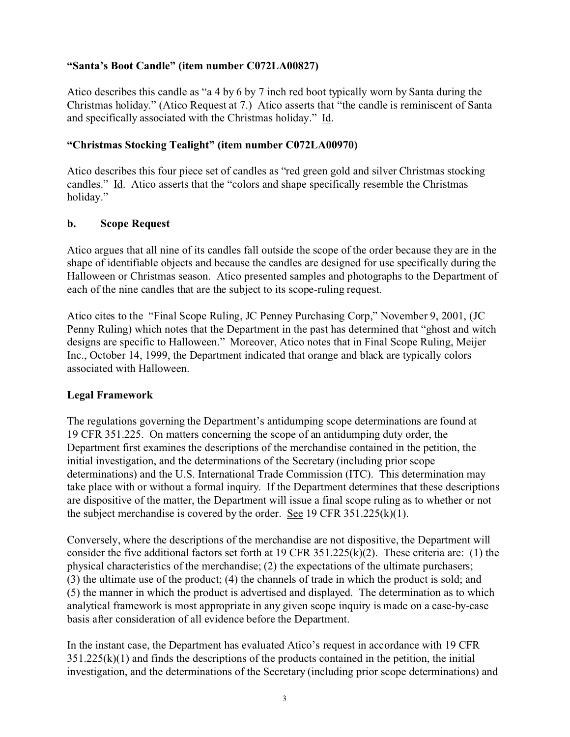**"Santa's Boot Candle" (item number C072LA00827)**

Atico describes this candle as "a 4 by 6 by 7 inch red boot typically worn by Santa during the Christmas holiday." (Atico Request at 7.) Atico asserts that "the candle is reminiscent of Santa and specifically associated with the Christmas holiday." Id.

**"Christmas Stocking Tealight" (item number C072LA00970)**

Atico describes this four piece set of candles as "red green gold and silver Christmas stocking candles." Id. Atico asserts that the "colors and shape specifically resemble the Christmas holiday."

**b. Scope Request**

Atico argues that all nine of its candles fall outside the scope of the order because they are in the shape of identifiable objects and because the candles are designed for use specifically during the Halloween or Christmas season. Atico presented samples and photographs to the Department of each of the nine candles that are the subject to its scope-ruling request.

Atico cites to the "Final Scope Ruling, JC Penney Purchasing Corp," November 9, 2001, (JC Penny Ruling) which notes that the Department in the past has determined that "ghost and witch designs are specific to Halloween." Moreover, Atico notes that in Final Scope Ruling, Meijer Inc., October 14, 1999, the Department indicated that orange and black are typically colors associated with Halloween.

**Legal Framework**

The regulations governing the Department's antidumping scope determinations are found at 19 CFR 351.225. On matters concerning the scope of an antidumping duty order, the Department first examines the descriptions of the merchandise contained in the petition, the initial investigation, and the determinations of the Secretary (including prior scope determinations) and the U.S. International Trade Commission (ITC). This determination may take place with or without a formal inquiry. If the Department determines that these descriptions are dispositive of the matter, the Department will issue a final scope ruling as to whether or not the subject merchandise is covered by the order. See 19 CFR 351.225(k)(1).

Conversely, where the descriptions of the merchandise are not dispositive, the Department will consider the five additional factors set forth at 19 CFR 351.225(k)(2). These criteria are: (1) the physical characteristics of the merchandise; (2) the expectations of the ultimate purchasers; (3) the ultimate use of the product; (4) the channels of trade in which the product is sold; and (5) the manner in which the product is advertised and displayed. The determination as to which analytical framework is most appropriate in any given scope inquiry is made on a case-by-case basis after consideration of all evidence before the Department.

In the instant case, the Department has evaluated Atico's request in accordance with 19 CFR 351.225(k)(1) and finds the descriptions of the products contained in the petition, the initial investigation, and the determinations of the Secretary (including prior scope determinations) and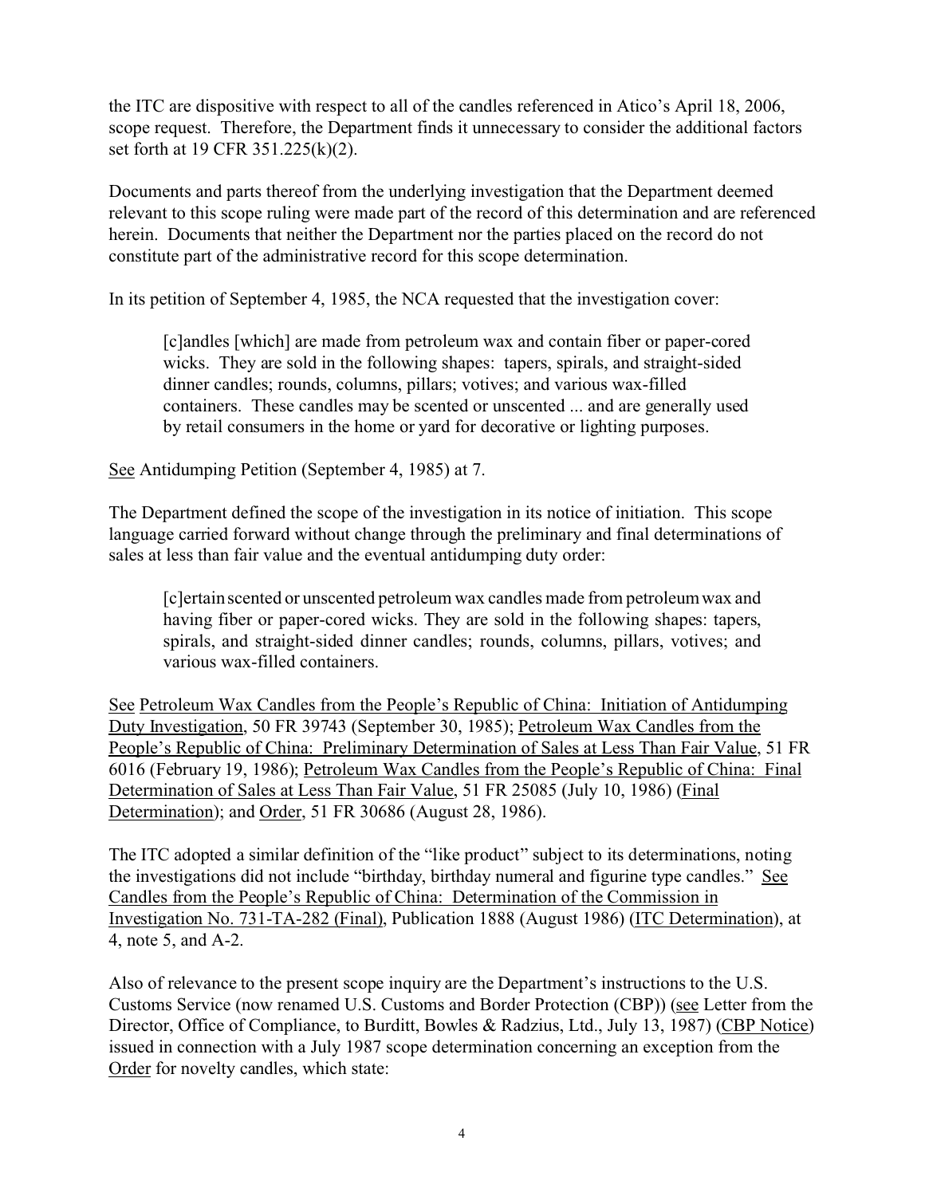the ITC are dispositive with respect to all of the candles referenced in Atico's April 18, 2006, scope request. Therefore, the Department finds it unnecessary to consider the additional factors set forth at 19 CFR 351.225(k)(2).

Documents and parts thereof from the underlying investigation that the Department deemed relevant to this scope ruling were made part of the record of this determination and are referenced herein. Documents that neither the Department nor the parties placed on the record do not constitute part of the administrative record for this scope determination.

In its petition of September 4, 1985, the NCA requested that the investigation cover:

> [c]andles [which] are made from petroleum wax and contain fiber or paper-cored wicks. They are sold in the following shapes: tapers, spirals, and straight-sided dinner candles; rounds, columns, pillars; votives; and various wax-filled containers. These candles may be scented or unscented ... and are generally used by retail consumers in the home or yard for decorative or lighting purposes.

See Antidumping Petition (September 4, 1985) at 7.

The Department defined the scope of the investigation in its notice of initiation. This scope language carried forward without change through the preliminary and final determinations of sales at less than fair value and the eventual antidumping duty order:

> [c]ertain scented or unscented petroleum wax candles made from petroleum wax and having fiber or paper-cored wicks. They are sold in the following shapes: tapers, spirals, and straight-sided dinner candles; rounds, columns, pillars, votives; and various wax-filled containers.

See Petroleum Wax Candles from the People's Republic of China: Initiation of Antidumping Duty Investigation, 50 FR 39743 (September 30, 1985); Petroleum Wax Candles from the People's Republic of China: Preliminary Determination of Sales at Less Than Fair Value, 51 FR 6016 (February 19, 1986); Petroleum Wax Candles from the People's Republic of China: Final Determination of Sales at Less Than Fair Value, 51 FR 25085 (July 10, 1986) (Final Determination); and Order, 51 FR 30686 (August 28, 1986).

The ITC adopted a similar definition of the "like product" subject to its determinations, noting the investigations did not include "birthday, birthday numeral and figurine type candles." See Candles from the People's Republic of China: Determination of the Commission in Investigation No. 731-TA-282 (Final), Publication 1888 (August 1986) (ITC Determination), at 4, note 5, and A-2.

Also of relevance to the present scope inquiry are the Department's instructions to the U.S. Customs Service (now renamed U.S. Customs and Border Protection (CBP)) (see Letter from the Director, Office of Compliance, to Burditt, Bowles & Radzius, Ltd., July 13, 1987) (CBP Notice) issued in connection with a July 1987 scope determination concerning an exception from the Order for novelty candles, which state: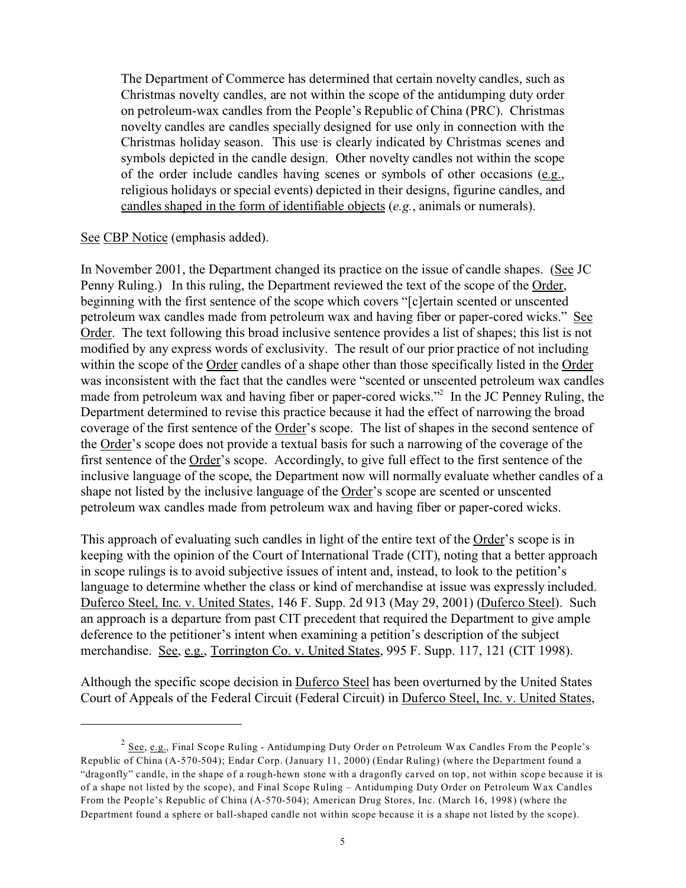> The Department of Commerce has determined that certain novelty candles, such as Christmas novelty candles, are not within the scope of the antidumping duty order on petroleum-wax candles from the People's Republic of China (PRC). Christmas novelty candles are candles specially designed for use only in connection with the Christmas holiday season. This use is clearly indicated by Christmas scenes and symbols depicted in the candle design. Other novelty candles not within the scope of the order include candles having scenes or symbols of other occasions (e.g., religious holidays or special events) depicted in their designs, figurine candles, and candles shaped in the form of identifiable objects (*e.g.*, animals or numerals).

See CBP Notice (emphasis added).

In November 2001, the Department changed its practice on the issue of candle shapes. (See JC Penny Ruling.) In this ruling, the Department reviewed the text of the scope of the Order, beginning with the first sentence of the scope which covers "[c]ertain scented or unscented petroleum wax candles made from petroleum wax and having fiber or paper-cored wicks." See Order. The text following this broad inclusive sentence provides a list of shapes; this list is not modified by any express words of exclusivity. The result of our prior practice of not including within the scope of the Order candles of a shape other than those specifically listed in the Order was inconsistent with the fact that the candles were "scented or unscented petroleum wax candles made from petroleum wax and having fiber or paper-cored wicks."[2] In the JC Penney Ruling, the Department determined to revise this practice because it had the effect of narrowing the broad coverage of the first sentence of the Order's scope. The list of shapes in the second sentence of the Order's scope does not provide a textual basis for such a narrowing of the coverage of the first sentence of the Order's scope. Accordingly, to give full effect to the first sentence of the inclusive language of the scope, the Department now will normally evaluate whether candles of a shape not listed by the inclusive language of the Order's scope are scented or unscented petroleum wax candles made from petroleum wax and having fiber or paper-cored wicks.

This approach of evaluating such candles in light of the entire text of the Order's scope is in keeping with the opinion of the Court of International Trade (CIT), noting that a better approach in scope rulings is to avoid subjective issues of intent and, instead, to look to the petition's language to determine whether the class or kind of merchandise at issue was expressly included. Duferco Steel, Inc. v. United States, 146 F. Supp. 2d 913 (May 29, 2001) (Duferco Steel). Such an approach is a departure from past CIT precedent that required the Department to give ample deference to the petitioner's intent when examining a petition's description of the subject merchandise. See, e.g., Torrington Co. v. United States, 995 F. Supp. 117, 121 (CIT 1998).

Although the specific scope decision in Duferco Steel has been overturned by the United States Court of Appeals of the Federal Circuit (Federal Circuit) in Duferco Steel, Inc. v. United States,

---

[2] See, e.g., Final Scope Ruling - Antidumping Duty Order on Petroleum Wax Candles From the People's Republic of China (A-570-504); Endar Corp. (January 11, 2000) (Endar Ruling) (where the Department found a "dragonfly" candle, in the shape of a rough-hewn stone with a dragonfly carved on top, not within scope because it is of a shape not listed by the scope), and Final Scope Ruling – Antidumping Duty Order on Petroleum Wax Candles From the People's Republic of China (A-570-504); American Drug Stores, Inc. (March 16, 1998) (where the Department found a sphere or ball-shaped candle not within scope because it is a shape not listed by the scope).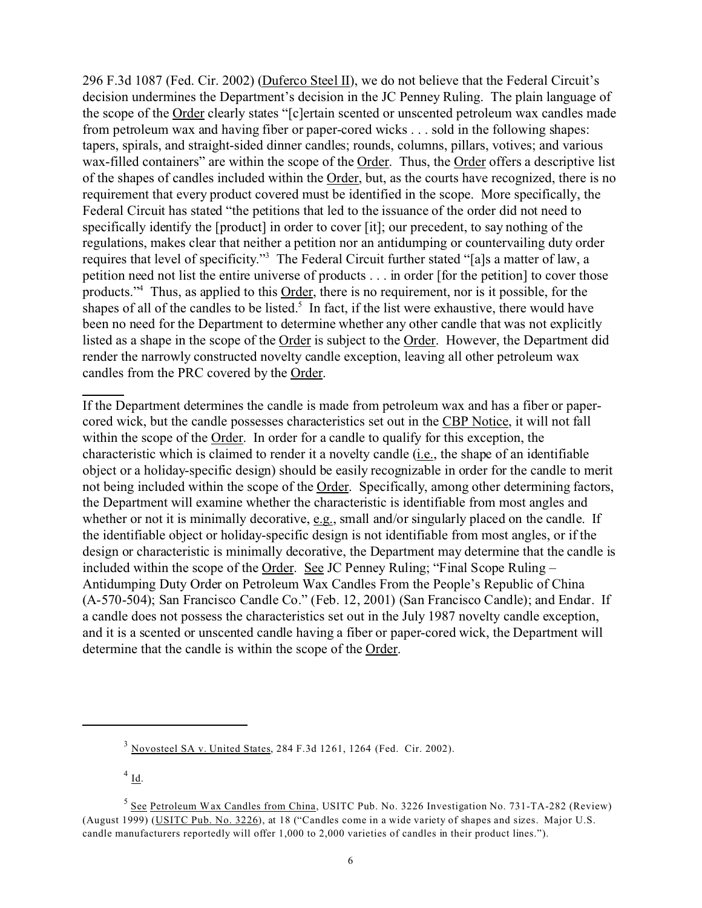296 F.3d 1087 (Fed. Cir. 2002) (Duferco Steel II), we do not believe that the Federal Circuit's decision undermines the Department's decision in the JC Penney Ruling. The plain language of the scope of the Order clearly states "[c]ertain scented or unscented petroleum wax candles made from petroleum wax and having fiber or paper-cored wicks . . . sold in the following shapes: tapers, spirals, and straight-sided dinner candles; rounds, columns, pillars, votives; and various wax-filled containers" are within the scope of the Order. Thus, the Order offers a descriptive list of the shapes of candles included within the Order, but, as the courts have recognized, there is no requirement that every product covered must be identified in the scope. More specifically, the Federal Circuit has stated "the petitions that led to the issuance of the order did not need to specifically identify the [product] in order to cover [it]; our precedent, to say nothing of the regulations, makes clear that neither a petition nor an antidumping or countervailing duty order requires that level of specificity."[3] The Federal Circuit further stated "[a]s a matter of law, a petition need not list the entire universe of products . . . in order [for the petition] to cover those products."[4] Thus, as applied to this Order, there is no requirement, nor is it possible, for the shapes of all of the candles to be listed.[5] In fact, if the list were exhaustive, there would have been no need for the Department to determine whether any other candle that was not explicitly listed as a shape in the scope of the Order is subject to the Order. However, the Department did render the narrowly constructed novelty candle exception, leaving all other petroleum wax candles from the PRC covered by the Order.

If the Department determines the candle is made from petroleum wax and has a fiber or paper-cored wick, but the candle possesses characteristics set out in the CBP Notice, it will not fall within the scope of the Order. In order for a candle to qualify for this exception, the characteristic which is claimed to render it a novelty candle (i.e., the shape of an identifiable object or a holiday-specific design) should be easily recognizable in order for the candle to merit not being included within the scope of the Order. Specifically, among other determining factors, the Department will examine whether the characteristic is identifiable from most angles and whether or not it is minimally decorative, e.g., small and/or singularly placed on the candle. If the identifiable object or holiday-specific design is not identifiable from most angles, or if the design or characteristic is minimally decorative, the Department may determine that the candle is included within the scope of the Order. See JC Penney Ruling; "Final Scope Ruling – Antidumping Duty Order on Petroleum Wax Candles From the People's Republic of China (A-570-504); San Francisco Candle Co." (Feb. 12, 2001) (San Francisco Candle); and Endar. If a candle does not possess the characteristics set out in the July 1987 novelty candle exception, and it is a scented or unscented candle having a fiber or paper-cored wick, the Department will determine that the candle is within the scope of the Order.

---

[3] Novosteel SA v. United States, 284 F.3d 1261, 1264 (Fed. Cir. 2002).

[4] Id.

[5] See Petroleum Wax Candles from China, USITC Pub. No. 3226 Investigation No. 731-TA-282 (Review) (August 1999) (USITC Pub. No. 3226), at 18 ("Candles come in a wide variety of shapes and sizes. Major U.S. candle manufacturers reportedly will offer 1,000 to 2,000 varieties of candles in their product lines.").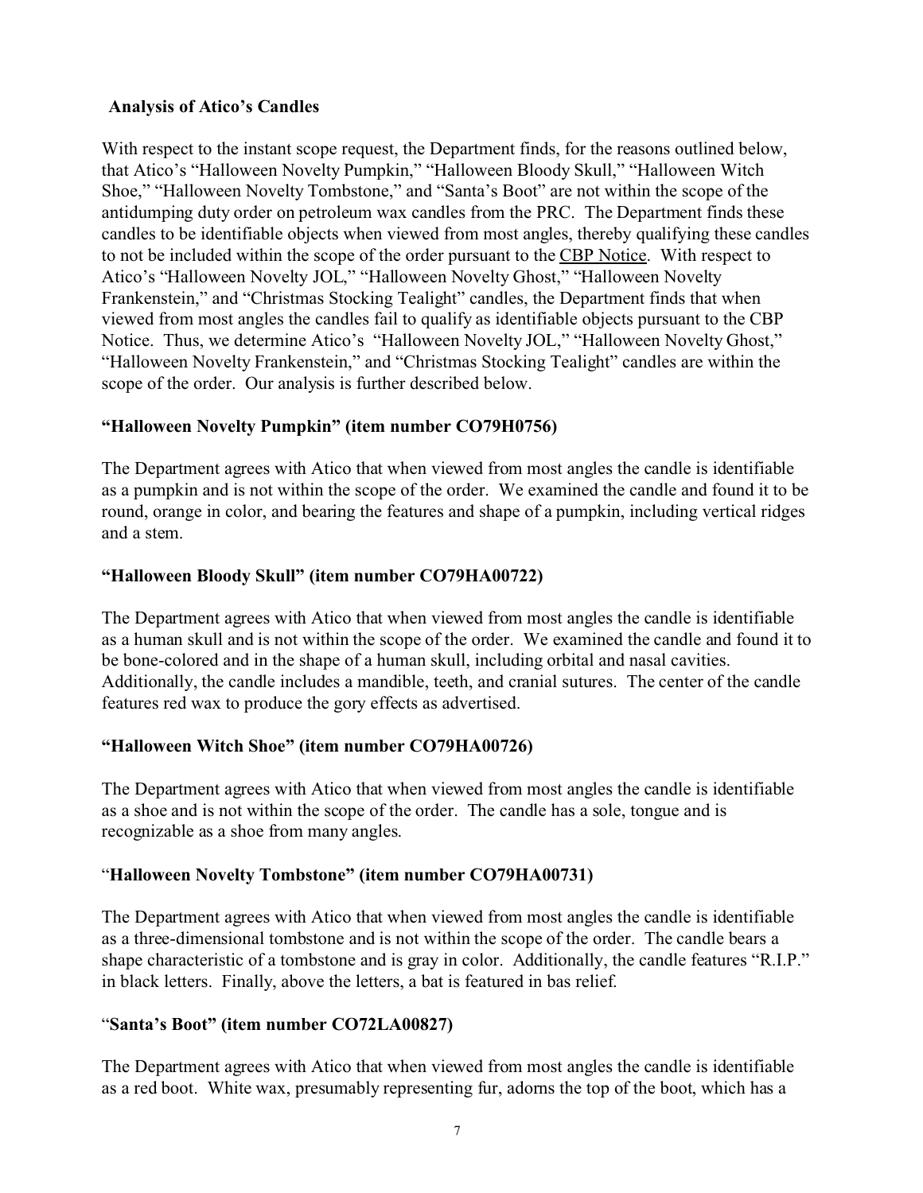**Analysis of Atico's Candles**

With respect to the instant scope request, the Department finds, for the reasons outlined below, that Atico's "Halloween Novelty Pumpkin," "Halloween Bloody Skull," "Halloween Witch Shoe," "Halloween Novelty Tombstone," and "Santa's Boot" are not within the scope of the antidumping duty order on petroleum wax candles from the PRC. The Department finds these candles to be identifiable objects when viewed from most angles, thereby qualifying these candles to not be included within the scope of the order pursuant to the CBP Notice. With respect to Atico's "Halloween Novelty JOL," "Halloween Novelty Ghost," "Halloween Novelty Frankenstein," and "Christmas Stocking Tealight" candles, the Department finds that when viewed from most angles the candles fail to qualify as identifiable objects pursuant to the CBP Notice. Thus, we determine Atico's "Halloween Novelty JOL," "Halloween Novelty Ghost," "Halloween Novelty Frankenstein," and "Christmas Stocking Tealight" candles are within the scope of the order. Our analysis is further described below.

**"Halloween Novelty Pumpkin" (item number CO79H0756)**

The Department agrees with Atico that when viewed from most angles the candle is identifiable as a pumpkin and is not within the scope of the order. We examined the candle and found it to be round, orange in color, and bearing the features and shape of a pumpkin, including vertical ridges and a stem.

**"Halloween Bloody Skull" (item number CO79HA00722)**

The Department agrees with Atico that when viewed from most angles the candle is identifiable as a human skull and is not within the scope of the order. We examined the candle and found it to be bone-colored and in the shape of a human skull, including orbital and nasal cavities. Additionally, the candle includes a mandible, teeth, and cranial sutures. The center of the candle features red wax to produce the gory effects as advertised.

**"Halloween Witch Shoe" (item number CO79HA00726)**

The Department agrees with Atico that when viewed from most angles the candle is identifiable as a shoe and is not within the scope of the order. The candle has a sole, tongue and is recognizable as a shoe from many angles.

"**Halloween Novelty Tombstone" (item number CO79HA00731)**

The Department agrees with Atico that when viewed from most angles the candle is identifiable as a three-dimensional tombstone and is not within the scope of the order. The candle bears a shape characteristic of a tombstone and is gray in color. Additionally, the candle features "R.I.P." in black letters. Finally, above the letters, a bat is featured in bas relief.

"**Santa's Boot" (item number CO72LA00827)**

The Department agrees with Atico that when viewed from most angles the candle is identifiable as a red boot. White wax, presumably representing fur, adorns the top of the boot, which has a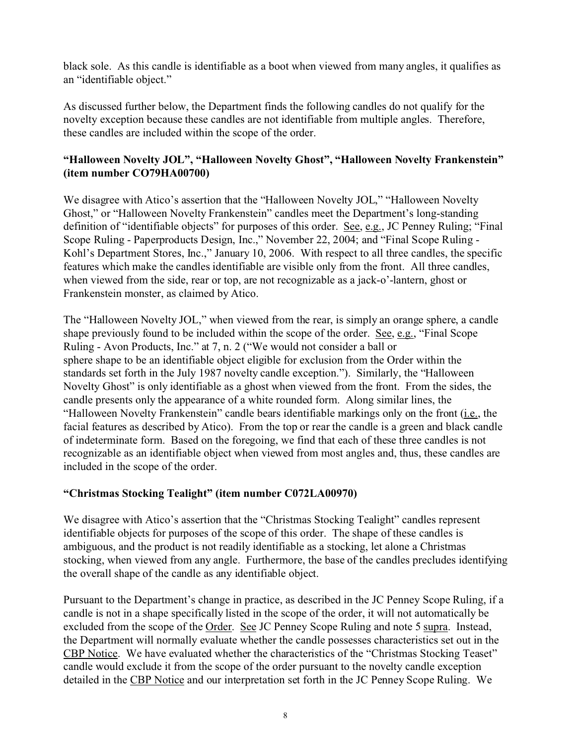black sole. As this candle is identifiable as a boot when viewed from many angles, it qualifies as an "identifiable object."

As discussed further below, the Department finds the following candles do not qualify for the novelty exception because these candles are not identifiable from multiple angles. Therefore, these candles are included within the scope of the order.

**"Halloween Novelty JOL", "Halloween Novelty Ghost", "Halloween Novelty Frankenstein" (item number CO79HA00700)**

We disagree with Atico's assertion that the "Halloween Novelty JOL," "Halloween Novelty Ghost," or "Halloween Novelty Frankenstein" candles meet the Department's long-standing definition of "identifiable objects" for purposes of this order. See, e.g., JC Penney Ruling; "Final Scope Ruling - Paperproducts Design, Inc.," November 22, 2004; and "Final Scope Ruling - Kohl's Department Stores, Inc.," January 10, 2006. With respect to all three candles, the specific features which make the candles identifiable are visible only from the front. All three candles, when viewed from the side, rear or top, are not recognizable as a jack-o'-lantern, ghost or Frankenstein monster, as claimed by Atico.

The "Halloween Novelty JOL," when viewed from the rear, is simply an orange sphere, a candle shape previously found to be included within the scope of the order. See, e.g., "Final Scope Ruling - Avon Products, Inc." at 7, n. 2 ("We would not consider a ball or sphere shape to be an identifiable object eligible for exclusion from the Order within the standards set forth in the July 1987 novelty candle exception."). Similarly, the "Halloween Novelty Ghost" is only identifiable as a ghost when viewed from the front. From the sides, the candle presents only the appearance of a white rounded form. Along similar lines, the "Halloween Novelty Frankenstein" candle bears identifiable markings only on the front (i.e., the facial features as described by Atico). From the top or rear the candle is a green and black candle of indeterminate form. Based on the foregoing, we find that each of these three candles is not recognizable as an identifiable object when viewed from most angles and, thus, these candles are included in the scope of the order.

**"Christmas Stocking Tealight" (item number C072LA00970)**

We disagree with Atico's assertion that the "Christmas Stocking Tealight" candles represent identifiable objects for purposes of the scope of this order. The shape of these candles is ambiguous, and the product is not readily identifiable as a stocking, let alone a Christmas stocking, when viewed from any angle. Furthermore, the base of the candles precludes identifying the overall shape of the candle as any identifiable object.

Pursuant to the Department's change in practice, as described in the JC Penney Scope Ruling, if a candle is not in a shape specifically listed in the scope of the order, it will not automatically be excluded from the scope of the Order. See JC Penney Scope Ruling and note 5 supra. Instead, the Department will normally evaluate whether the candle possesses characteristics set out in the CBP Notice. We have evaluated whether the characteristics of the "Christmas Stocking Teaset" candle would exclude it from the scope of the order pursuant to the novelty candle exception detailed in the CBP Notice and our interpretation set forth in the JC Penney Scope Ruling. We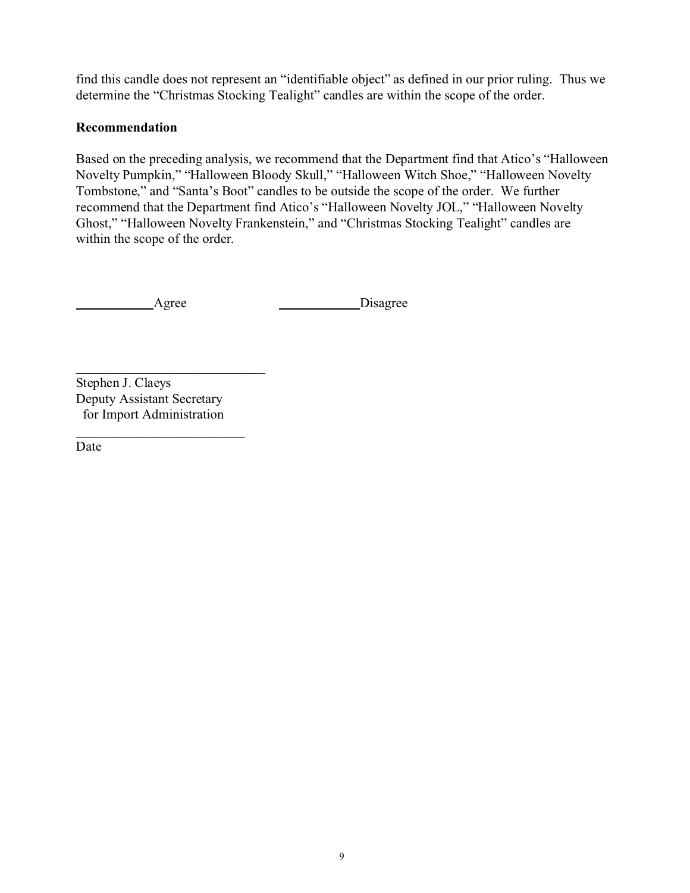find this candle does not represent an "identifiable object" as defined in our prior ruling. Thus we determine the "Christmas Stocking Tealight" candles are within the scope of the order.

**Recommendation**

Based on the preceding analysis, we recommend that the Department find that Atico's "Halloween Novelty Pumpkin," "Halloween Bloody Skull," "Halloween Witch Shoe," "Halloween Novelty Tombstone," and "Santa's Boot" candles to be outside the scope of the order. We further recommend that the Department find Atico's "Halloween Novelty JOL," "Halloween Novelty Ghost," "Halloween Novelty Frankenstein," and "Christmas Stocking Tealight" candles are within the scope of the order.

\_\_\_\_\_\_\_\_\_\_\_\_ Agree　　　　　　\_\_\_\_\_\_\_\_\_\_\_\_ Disagree

\_\_\_\_\_\_\_\_\_\_\_\_\_\_\_\_\_\_\_\_\_\_\_\_\_\_\_\_
Stephen J. Claeys
Deputy Assistant Secretary
for Import Administration

\_\_\_\_\_\_\_\_\_\_\_\_\_\_\_\_\_\_\_\_\_\_\_\_\_\_\_\_
Date